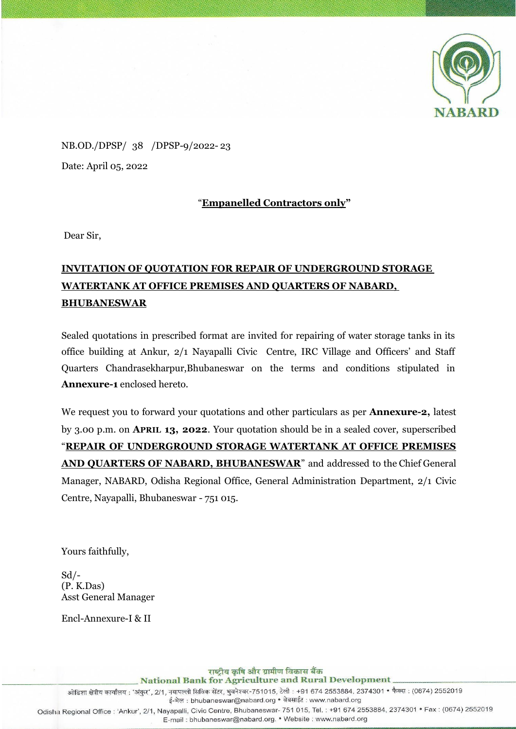NB.OD./DPSP/ 38 /DPSP-9/2022- 23

Date: April 05, 2022

"**Empanelled Contractors only**"

Dear Sir,

## INVITATION OF QUOTATION FOR REPAIR OF UNDERGROUND STORAGE WATERTANK AT OFFICE PREMISES AND QUARTERS OF NABARD, BHUBANESWAR

Sealed quotations in prescribed format are invited for repairing of water storage tanks in its office building at Ankur, 2/1 Nayapalli Civic Centre, IRC Village and Officers' and Staff Quarters Chandrasekharpur,Bhubaneswar on the terms and conditions stipulated in **Annexure-1** enclosed hereto.

We request you to forward your quotations and other particulars as per **Annexure-2,** latest by 3.00 p.m. on **APRIL 13, 2022**. Your quotation should be in a sealed cover, superscribed "**REPAIR OF UNDERGROUND STORAGE WATERTANK AT OFFICE PREMISES AND QUARTERS OF NABARD, BHUBANESWAR**" and addressed to the Chief General Manager, NABARD, Odisha Regional Office, General Administration Department, 2/1 Civic Centre, Nayapalli, Bhubaneswar - 751 015.

Yours faithfully,

Sd/-
(P. K.Das)
Asst General Manager

Encl-Annexure-I & II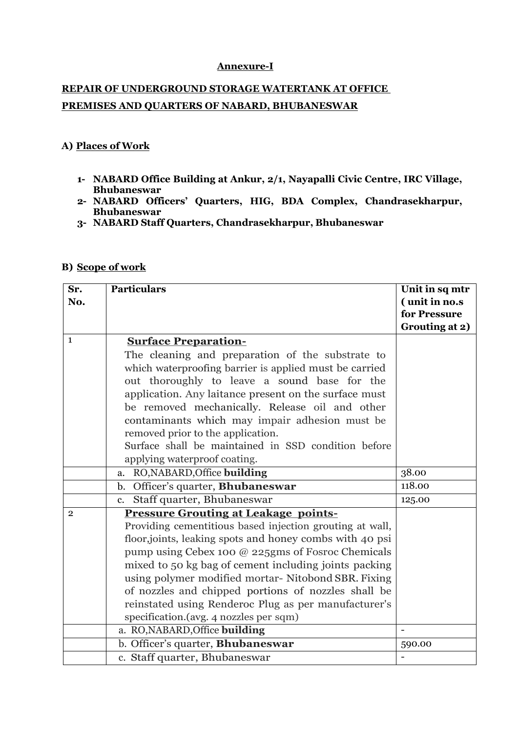**Annexure-I**

**REPAIR OF UNDERGROUND STORAGE WATERTANK AT OFFICE PREMISES AND QUARTERS OF NABARD, BHUBANESWAR**

**A) Places of Work**

1- **NABARD Office Building at Ankur, 2/1, Nayapalli Civic Centre, IRC Village, Bhubaneswar**
2- **NABARD Officers' Quarters, HIG, BDA Complex, Chandrasekharpur, Bhubaneswar**
3- **NABARD Staff Quarters, Chandrasekharpur, Bhubaneswar**

**B) Scope of work**

| Sr. No. | Particulars | Unit in sq mtr ( unit in no.s for Pressure Grouting at 2) |
|---|---|---|
| 1 | **Surface Preparation-** The cleaning and preparation of the substrate to which waterproofing barrier is applied must be carried out thoroughly to leave a sound base for the application. Any laitance present on the surface must be removed mechanically. Release oil and other contaminants which may impair adhesion must be removed prior to the application. Surface shall be maintained in SSD condition before applying waterproof coating. | |
| | a. RO,NABARD,Office **building** | 38.00 |
| | b. Officer's quarter, **Bhubaneswar** | 118.00 |
| | c. Staff quarter, Bhubaneswar | 125.00 |
| 2 | **Pressure Grouting at Leakage points-** Providing cementitious based injection grouting at wall, floor,joints, leaking spots and honey combs with 40 psi pump using Cebex 100 @ 225gms of Fosroc Chemicals mixed to 50 kg bag of cement including joints packing using polymer modified mortar- Nitobond SBR. Fixing of nozzles and chipped portions of nozzles shall be reinstated using Renderoc Plug as per manufacturer's specification.(avg. 4 nozzles per sqm) | |
| | a. RO,NABARD,Office **building** | - |
| | b. Officer's quarter, **Bhubaneswar** | 590.00 |
| | c. Staff quarter, Bhubaneswar | - |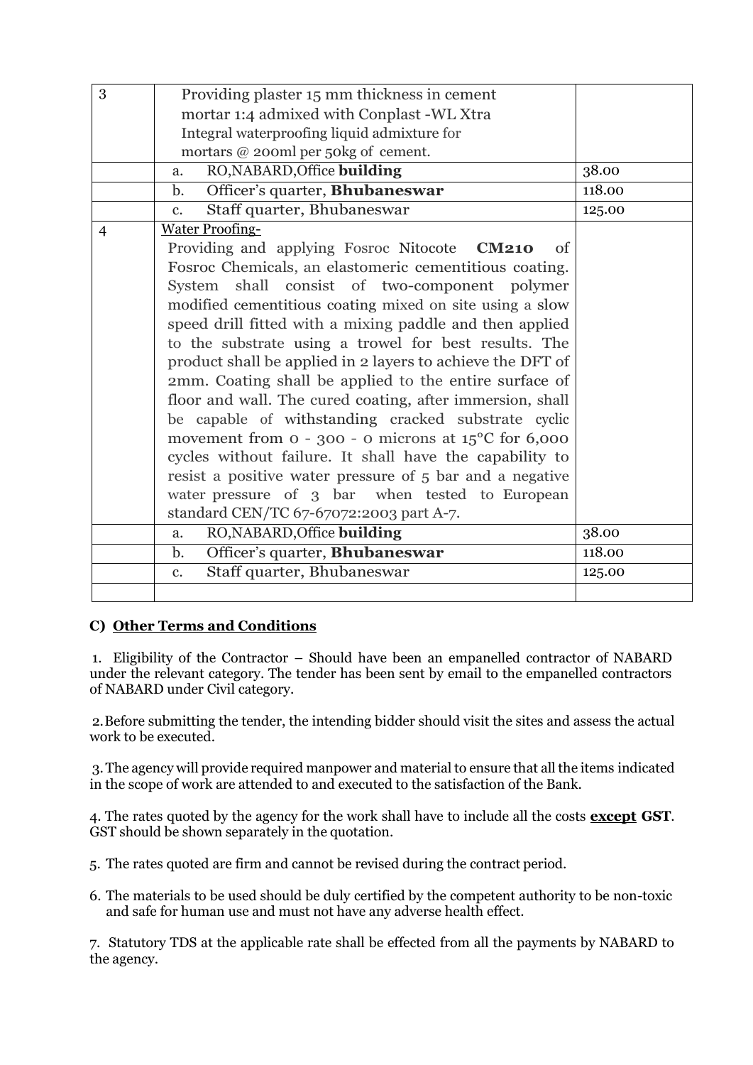| 3 | Providing plaster 15 mm thickness in cement mortar 1:4 admixed with Conplast -WL Xtra Integral waterproofing liquid admixture for mortars @ 200ml per 50kg of cement. | |
|---|---|---|
| | a. RO,NABARD,Office **building** | 38.00 |
| | b. Officer's quarter, **Bhubaneswar** | 118.00 |
| | c. Staff quarter, Bhubaneswar | 125.00 |
| 4 | Water Proofing- Providing and applying Fosroc Nitocote **CM210** of Fosroc Chemicals, an elastomeric cementitious coating. System shall consist of two-component polymer modified cementitious coating mixed on site using a slow speed drill fitted with a mixing paddle and then applied to the substrate using a trowel for best results. The product shall be applied in 2 layers to achieve the DFT of 2mm. Coating shall be applied to the entire surface of floor and wall. The cured coating, after immersion, shall be capable of withstanding cracked substrate cyclic movement from 0 - 300 - 0 microns at 15°C for 6,000 cycles without failure. It shall have the capability to resist a positive water pressure of 5 bar and a negative water pressure of 3 bar when tested to European standard CEN/TC 67-67072:2003 part A-7. | |
| | a. RO,NABARD,Office **building** | 38.00 |
| | b. Officer's quarter, **Bhubaneswar** | 118.00 |
| | c. Staff quarter, Bhubaneswar | 125.00 |
| | | |

### C) Other Terms and Conditions

1. Eligibility of the Contractor – Should have been an empanelled contractor of NABARD under the relevant category. The tender has been sent by email to the empanelled contractors of NABARD under Civil category.

2. Before submitting the tender, the intending bidder should visit the sites and assess the actual work to be executed.

3. The agency will provide required manpower and material to ensure that all the items indicated in the scope of work are attended to and executed to the satisfaction of the Bank.

4. The rates quoted by the agency for the work shall have to include all the costs **except** **GST**. GST should be shown separately in the quotation.

5. The rates quoted are firm and cannot be revised during the contract period.

6. The materials to be used should be duly certified by the competent authority to be non-toxic and safe for human use and must not have any adverse health effect.

7. Statutory TDS at the applicable rate shall be effected from all the payments by NABARD to the agency.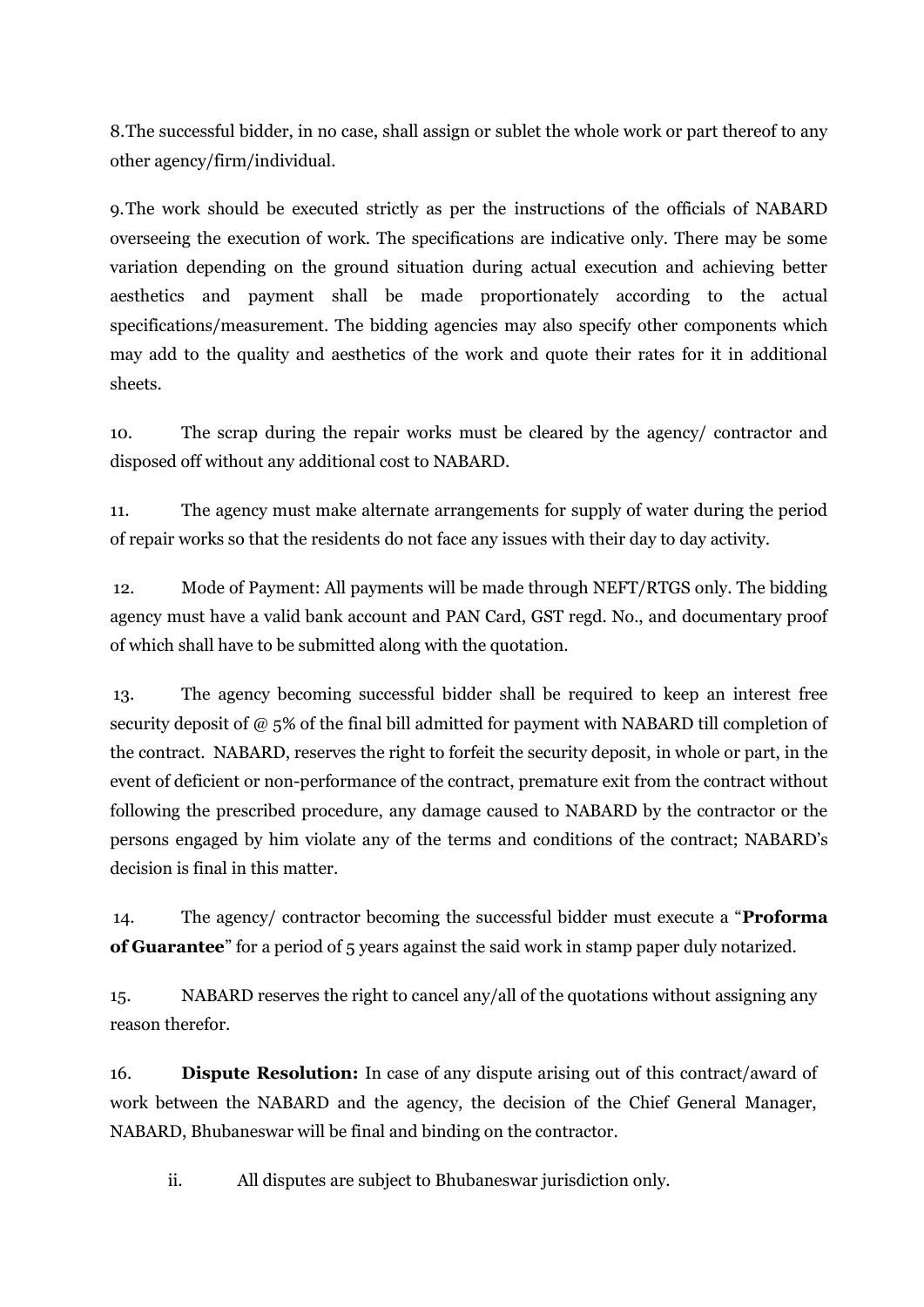8.The successful bidder, in no case, shall assign or sublet the whole work or part thereof to any other agency/firm/individual.

9.The work should be executed strictly as per the instructions of the officials of NABARD overseeing the execution of work. The specifications are indicative only. There may be some variation depending on the ground situation during actual execution and achieving better aesthetics and payment shall be made proportionately according to the actual specifications/measurement. The bidding agencies may also specify other components which may add to the quality and aesthetics of the work and quote their rates for it in additional sheets.

10. The scrap during the repair works must be cleared by the agency/ contractor and disposed off without any additional cost to NABARD.

11. The agency must make alternate arrangements for supply of water during the period of repair works so that the residents do not face any issues with their day to day activity.

12. Mode of Payment: All payments will be made through NEFT/RTGS only. The bidding agency must have a valid bank account and PAN Card, GST regd. No., and documentary proof of which shall have to be submitted along with the quotation.

13. The agency becoming successful bidder shall be required to keep an interest free security deposit of @ 5% of the final bill admitted for payment with NABARD till completion of the contract. NABARD, reserves the right to forfeit the security deposit, in whole or part, in the event of deficient or non-performance of the contract, premature exit from the contract without following the prescribed procedure, any damage caused to NABARD by the contractor or the persons engaged by him violate any of the terms and conditions of the contract; NABARD's decision is final in this matter.

14. The agency/ contractor becoming the successful bidder must execute a "**Proforma of Guarantee**" for a period of 5 years against the said work in stamp paper duly notarized.

15. NABARD reserves the right to cancel any/all of the quotations without assigning any reason therefor.

16. **Dispute Resolution:** In case of any dispute arising out of this contract/award of work between the NABARD and the agency, the decision of the Chief General Manager, NABARD, Bhubaneswar will be final and binding on the contractor.

ii. All disputes are subject to Bhubaneswar jurisdiction only.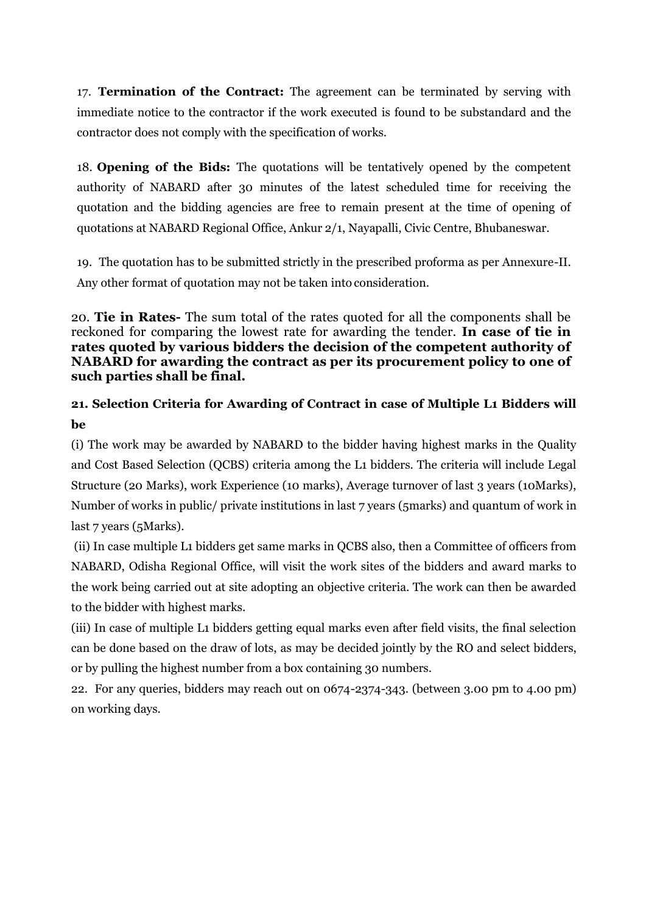17. **Termination of the Contract:** The agreement can be terminated by serving with immediate notice to the contractor if the work executed is found to be substandard and the contractor does not comply with the specification of works.

18. **Opening of the Bids:** The quotations will be tentatively opened by the competent authority of NABARD after 30 minutes of the latest scheduled time for receiving the quotation and the bidding agencies are free to remain present at the time of opening of quotations at NABARD Regional Office, Ankur 2/1, Nayapalli, Civic Centre, Bhubaneswar.

19. The quotation has to be submitted strictly in the prescribed proforma as per Annexure-II. Any other format of quotation may not be taken into consideration.

20. **Tie in Rates-** The sum total of the rates quoted for all the components shall be reckoned for comparing the lowest rate for awarding the tender. **In case of tie in rates quoted by various bidders the decision of the competent authority of NABARD for awarding the contract as per its procurement policy to one of such parties shall be final.**

**21. Selection Criteria for Awarding of Contract in case of Multiple L1 Bidders will be**

(i) The work may be awarded by NABARD to the bidder having highest marks in the Quality and Cost Based Selection (QCBS) criteria among the L1 bidders. The criteria will include Legal Structure (20 Marks), work Experience (10 marks), Average turnover of last 3 years (10Marks), Number of works in public/ private institutions in last 7 years (5marks) and quantum of work in last 7 years (5Marks).

(ii) In case multiple L1 bidders get same marks in QCBS also, then a Committee of officers from NABARD, Odisha Regional Office, will visit the work sites of the bidders and award marks to the work being carried out at site adopting an objective criteria. The work can then be awarded to the bidder with highest marks.

(iii) In case of multiple L1 bidders getting equal marks even after field visits, the final selection can be done based on the draw of lots, as may be decided jointly by the RO and select bidders, or by pulling the highest number from a box containing 30 numbers.

22. For any queries, bidders may reach out on 0674-2374-343. (between 3.00 pm to 4.00 pm) on working days.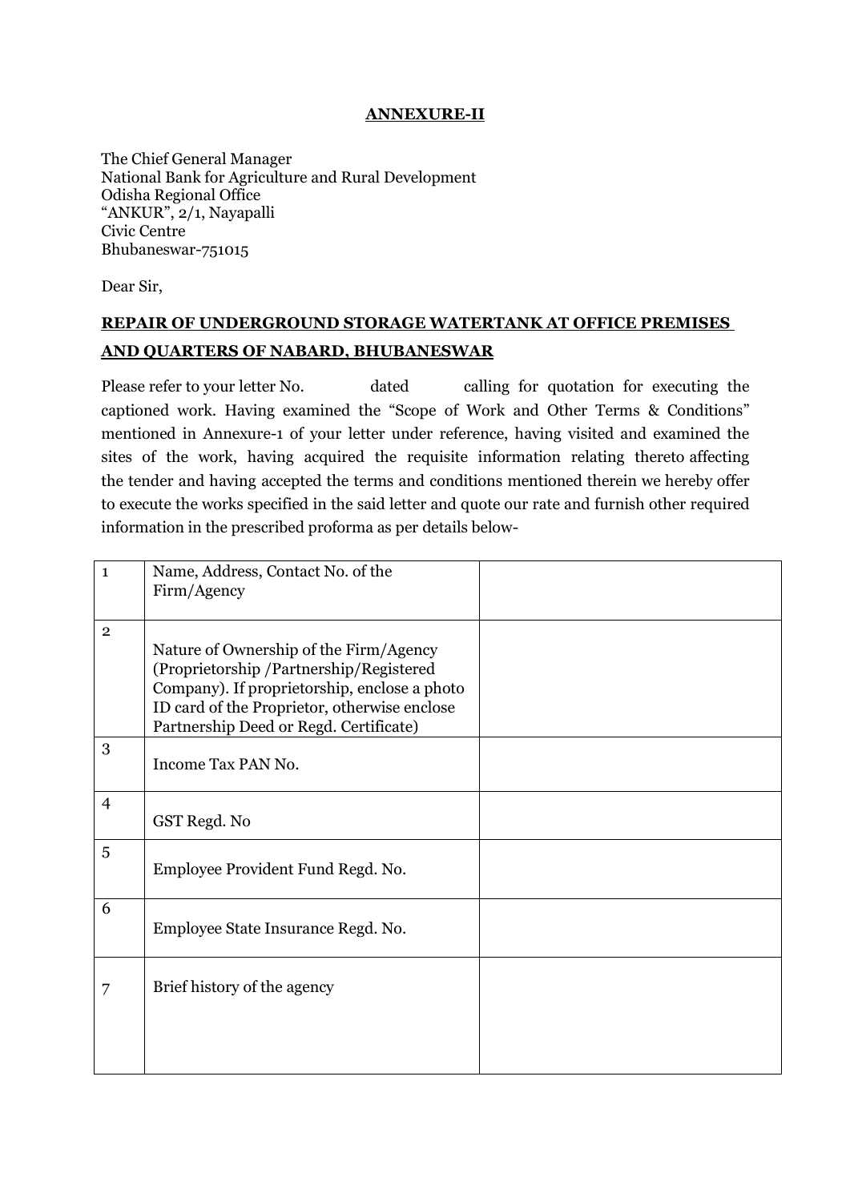**ANNEXURE-II**

The Chief General Manager
National Bank for Agriculture and Rural Development
Odisha Regional Office
"ANKUR", 2/1, Nayapalli
Civic Centre
Bhubaneswar-751015

Dear Sir,

**REPAIR OF UNDERGROUND STORAGE WATERTANK AT OFFICE PREMISES AND QUARTERS OF NABARD, BHUBANESWAR**

Please refer to your letter No. dated calling for quotation for executing the captioned work. Having examined the "Scope of Work and Other Terms & Conditions" mentioned in Annexure-1 of your letter under reference, having visited and examined the sites of the work, having acquired the requisite information relating thereto affecting the tender and having accepted the terms and conditions mentioned therein we hereby offer to execute the works specified in the said letter and quote our rate and furnish other required information in the prescribed proforma as per details below-

| | | |
|---|---|---|
| 1 | Name, Address, Contact No. of the Firm/Agency | |
| 2 | Nature of Ownership of the Firm/Agency (Proprietorship /Partnership/Registered Company). If proprietorship, enclose a photo ID card of the Proprietor, otherwise enclose Partnership Deed or Regd. Certificate) | |
| 3 | Income Tax PAN No. | |
| 4 | GST Regd. No | |
| 5 | Employee Provident Fund Regd. No. | |
| 6 | Employee State Insurance Regd. No. | |
| 7 | Brief history of the agency | |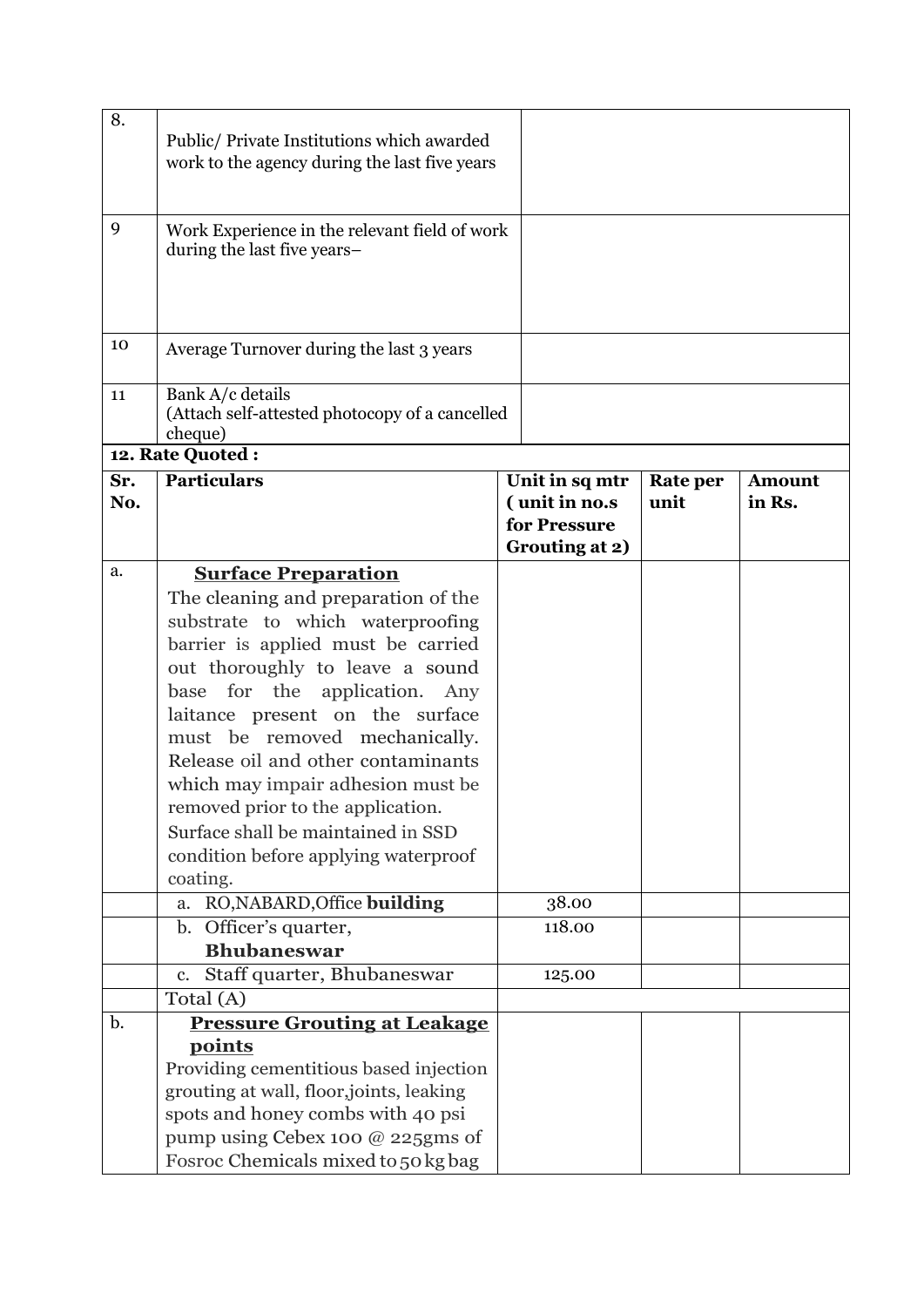| | | |
|---|---|---|
| 8. | Public/ Private Institutions which awarded work to the agency during the last five years | |
| 9 | Work Experience in the relevant field of work during the last five years– | |
| 10 | Average Turnover during the last 3 years | |
| 11 | Bank A/c details (Attach self-attested photocopy of a cancelled cheque) | |

**12. Rate Quoted :**

| Sr. No. | Particulars | Unit in sq mtr ( unit in no.s for Pressure Grouting at 2) | Rate per unit | Amount in Rs. |
|---|---|---|---|---|
| a. | **Surface Preparation** The cleaning and preparation of the substrate to which waterproofing barrier is applied must be carried out thoroughly to leave a sound base for the application. Any laitance present on the surface must be removed mechanically. Release oil and other contaminants which may impair adhesion must be removed prior to the application. Surface shall be maintained in SSD condition before applying waterproof coating. | | | |
| | a. RO,NABARD,Office **building** | 38.00 | | |
| | b. Officer's quarter, **Bhubaneswar** | 118.00 | | |
| | c. Staff quarter, Bhubaneswar | 125.00 | | |
| | Total (A) | | | |
| b. | **Pressure Grouting at Leakage points** Providing cementitious based injection grouting at wall, floor,joints, leaking spots and honey combs with 40 psi pump using Cebex 100 @ 225gms of Fosroc Chemicals mixed to 50 kg bag | | | |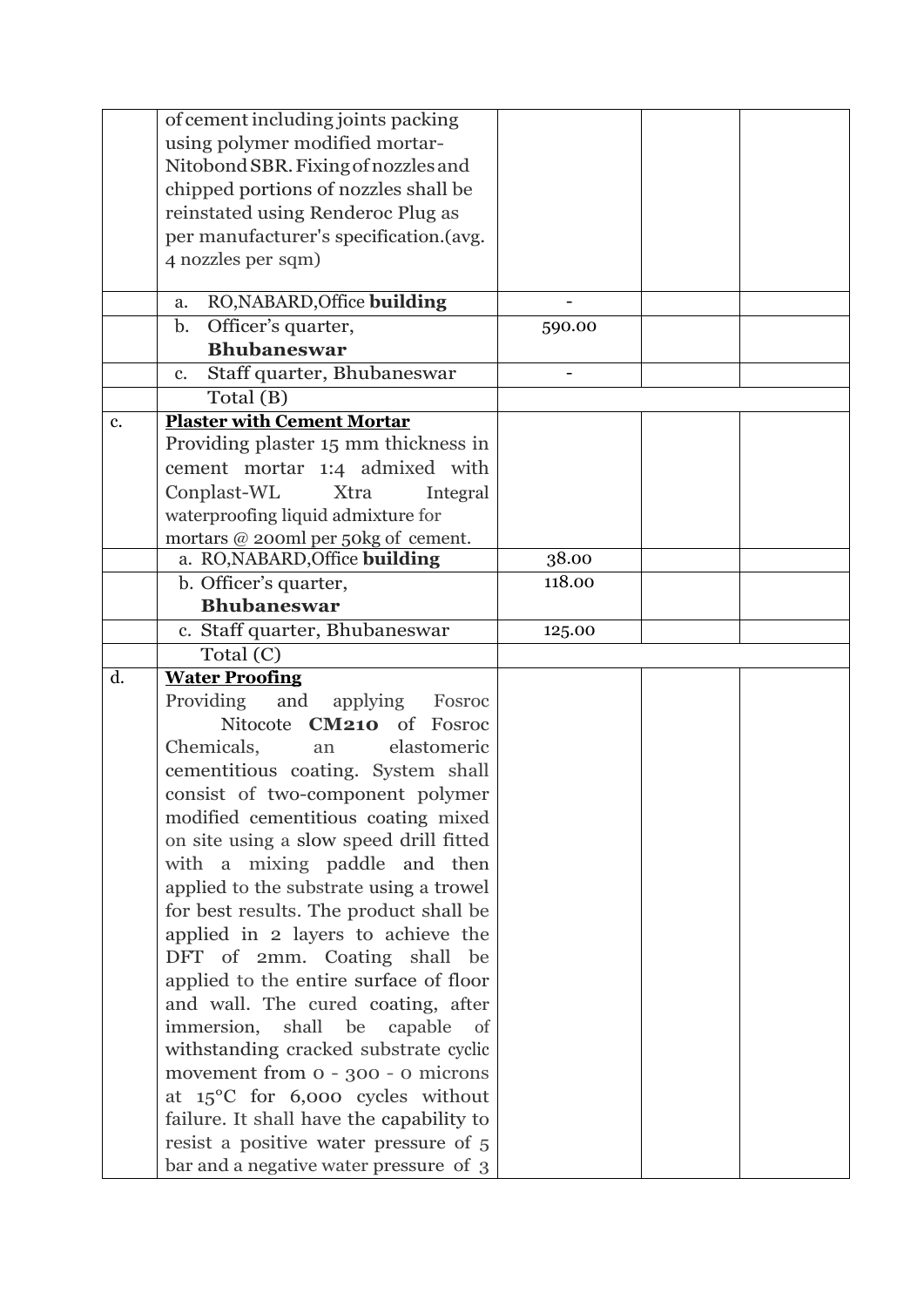| | | | | |
|---|---|---|---|---|
| | of cement including joints packing using polymer modified mortar- Nitobond SBR. Fixing of nozzles and chipped portions of nozzles shall be reinstated using Renderoc Plug as per manufacturer's specification.(avg. 4 nozzles per sqm) | | | |
| | a. RO,NABARD,Office **building** | - | | |
| | b. Officer's quarter, **Bhubaneswar** | 590.00 | | |
| | c. Staff quarter, Bhubaneswar | - | | |
| | Total (B) | | | |
| c. | **Plaster with Cement Mortar** Providing plaster 15 mm thickness in cement mortar 1:4 admixed with Conplast-WL Xtra Integral waterproofing liquid admixture for mortars @ 200ml per 50kg of cement. | | | |
| | a. RO,NABARD,Office **building** | 38.00 | | |
| | b. Officer's quarter, **Bhubaneswar** | 118.00 | | |
| | c. Staff quarter, Bhubaneswar | 125.00 | | |
| | Total (C) | | | |
| d. | **Water Proofing** Providing and applying Fosroc Nitocote **CM210** of Fosroc Chemicals, an elastomeric cementitious coating. System shall consist of two-component polymer modified cementitious coating mixed on site using a slow speed drill fitted with a mixing paddle and then applied to the substrate using a trowel for best results. The product shall be applied in 2 layers to achieve the DFT of 2mm. Coating shall be applied to the entire surface of floor and wall. The cured coating, after immersion, shall be capable of withstanding cracked substrate cyclic movement from 0 - 300 - 0 microns at 15°C for 6,000 cycles without failure. It shall have the capability to resist a positive water pressure of 5 bar and a negative water pressure of 3 | | | |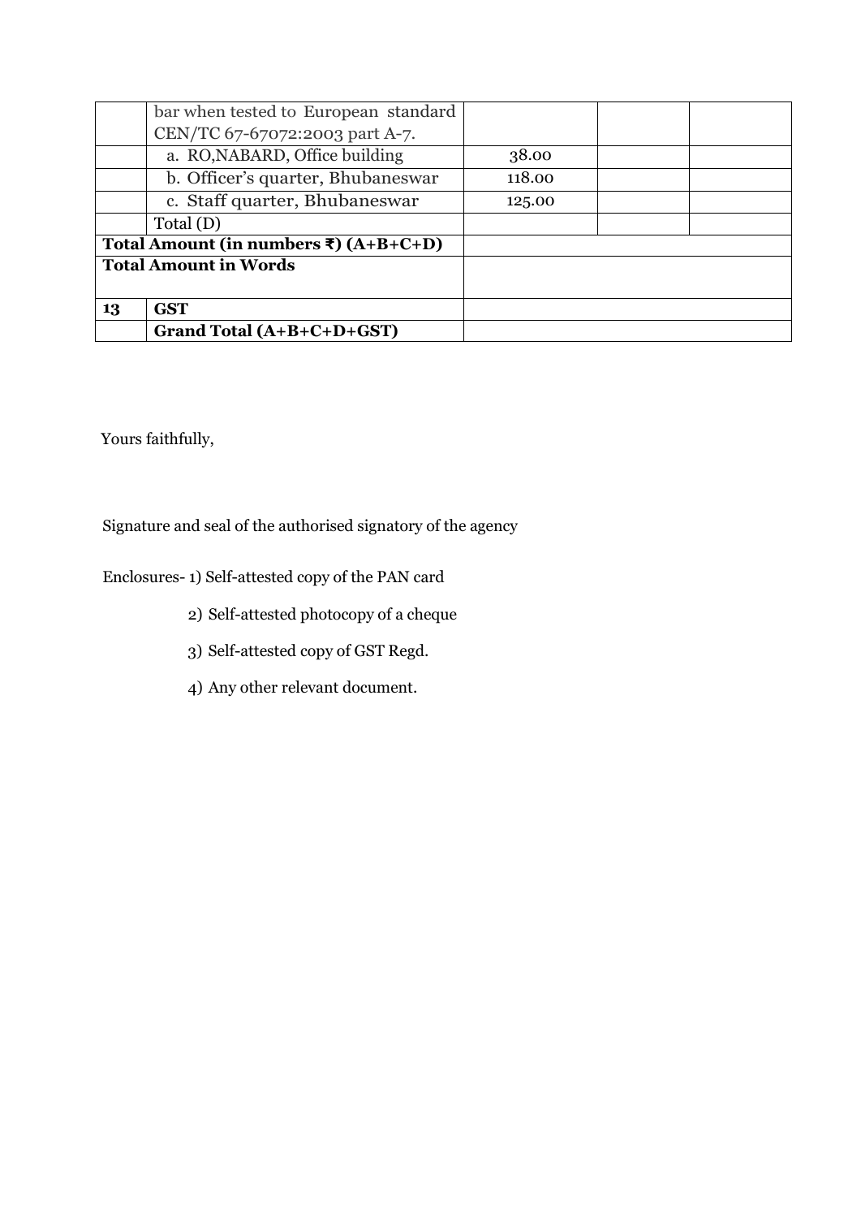| | | | | |
|---|---|---|---|---|
| | bar when tested to European standard CEN/TC 67-67072:2003 part A-7. | | | |
| | a. RO,NABARD, Office building | 38.00 | | |
| | b. Officer's quarter, Bhubaneswar | 118.00 | | |
| | c. Staff quarter, Bhubaneswar | 125.00 | | |
| | Total (D) | | | |
| **Total Amount (in numbers ₹) (A+B+C+D)** | | | | |
| **Total Amount in Words** | | | | |
| **13** | **GST** | | | |
| | **Grand Total (A+B+C+D+GST)** | | | |

Yours faithfully,

Signature and seal of the authorised signatory of the agency

Enclosures- 1) Self-attested copy of the PAN card

2) Self-attested photocopy of a cheque

3) Self-attested copy of GST Regd.

4) Any other relevant document.